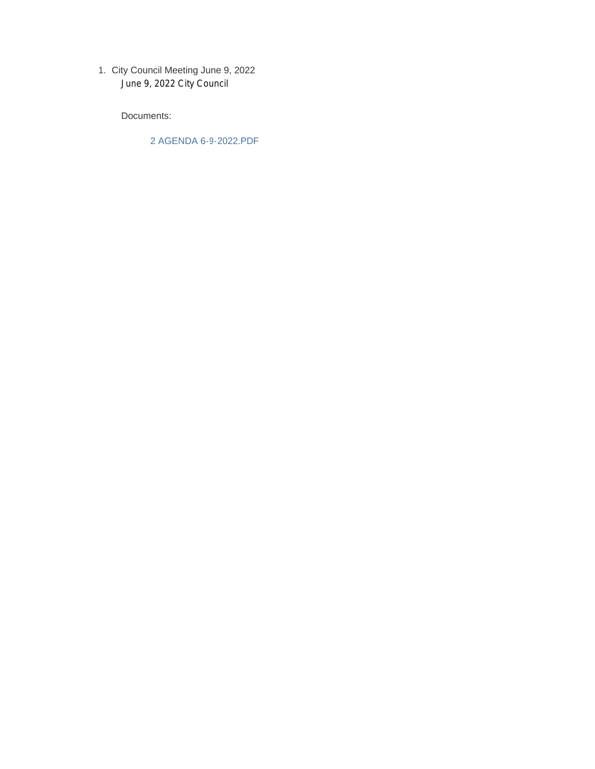1. City Council Meeting June 9, 2022

   June 9, 2022 City Council

   Documents:

   2 AGENDA 6-9-2022.PDF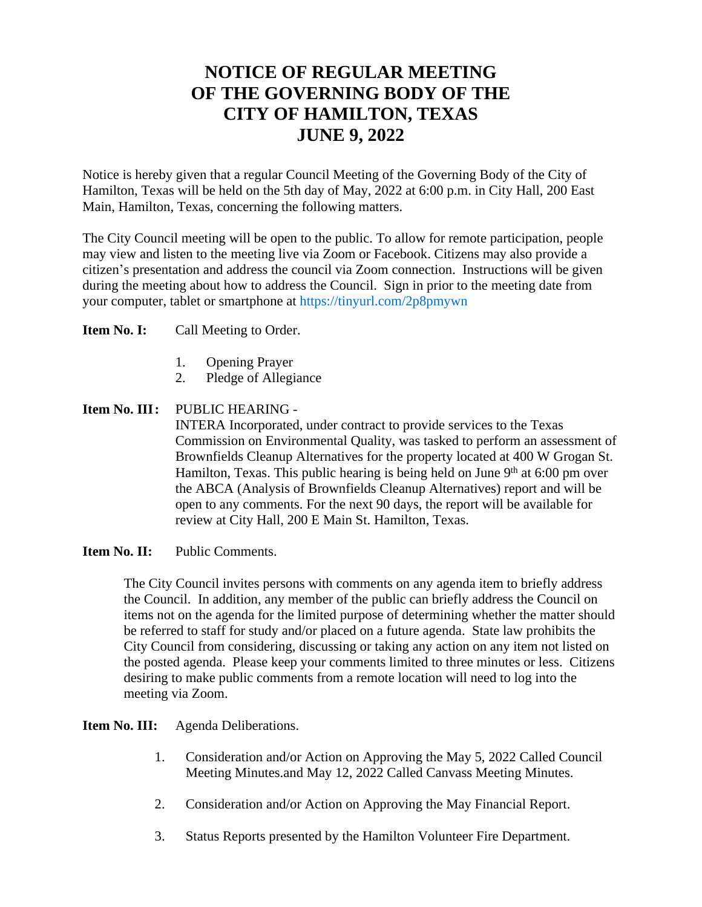# NOTICE OF REGULAR MEETING OF THE GOVERNING BODY OF THE CITY OF HAMILTON, TEXAS JUNE 9, 2022

Notice is hereby given that a regular Council Meeting of the Governing Body of the City of Hamilton, Texas will be held on the 5th day of May, 2022 at 6:00 p.m. in City Hall, 200 East Main, Hamilton, Texas, concerning the following matters.

The City Council meeting will be open to the public. To allow for remote participation, people may view and listen to the meeting live via Zoom or Facebook. Citizens may also provide a citizen's presentation and address the council via Zoom connection. Instructions will be given during the meeting about how to address the Council. Sign in prior to the meeting date from your computer, tablet or smartphone at https://tinyurl.com/2p8pmywn

**Item No. I:** Call Meeting to Order.

1. Opening Prayer
2. Pledge of Allegiance

**Item No. III:** PUBLIC HEARING -
INTERA Incorporated, under contract to provide services to the Texas Commission on Environmental Quality, was tasked to perform an assessment of Brownfields Cleanup Alternatives for the property located at 400 W Grogan St. Hamilton, Texas. This public hearing is being held on June 9th at 6:00 pm over the ABCA (Analysis of Brownfields Cleanup Alternatives) report and will be open to any comments. For the next 90 days, the report will be available for review at City Hall, 200 E Main St. Hamilton, Texas.

**Item No. II:** Public Comments.

The City Council invites persons with comments on any agenda item to briefly address the Council. In addition, any member of the public can briefly address the Council on items not on the agenda for the limited purpose of determining whether the matter should be referred to staff for study and/or placed on a future agenda. State law prohibits the City Council from considering, discussing or taking any action on any item not listed on the posted agenda. Please keep your comments limited to three minutes or less. Citizens desiring to make public comments from a remote location will need to log into the meeting via Zoom.

**Item No. III:** Agenda Deliberations.

1. Consideration and/or Action on Approving the May 5, 2022 Called Council Meeting Minutes.and May 12, 2022 Called Canvass Meeting Minutes.

2. Consideration and/or Action on Approving the May Financial Report.

3. Status Reports presented by the Hamilton Volunteer Fire Department.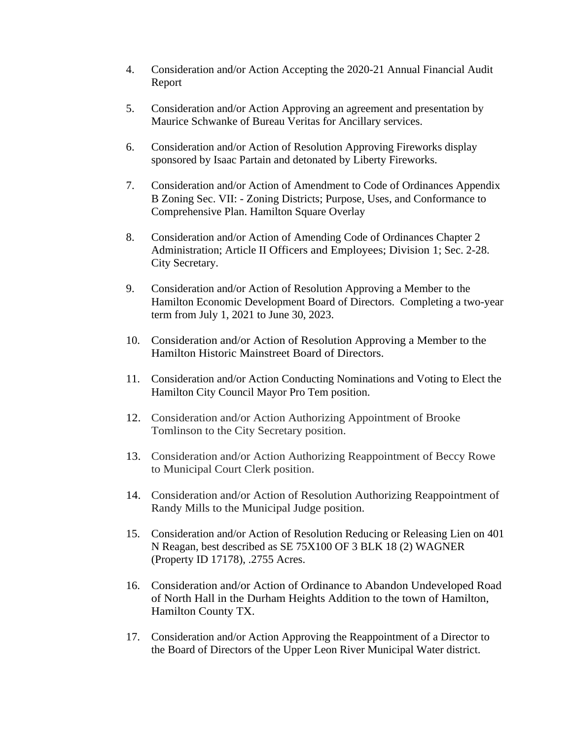4. Consideration and/or Action Accepting the 2020-21 Annual Financial Audit Report

5. Consideration and/or Action Approving an agreement and presentation by Maurice Schwanke of Bureau Veritas for Ancillary services.

6. Consideration and/or Action of Resolution Approving Fireworks display sponsored by Isaac Partain and detonated by Liberty Fireworks.

7. Consideration and/or Action of Amendment to Code of Ordinances Appendix B Zoning Sec. VII: - Zoning Districts; Purpose, Uses, and Conformance to Comprehensive Plan. Hamilton Square Overlay

8. Consideration and/or Action of Amending Code of Ordinances Chapter 2 Administration; Article II Officers and Employees; Division 1; Sec. 2-28. City Secretary.

9. Consideration and/or Action of Resolution Approving a Member to the Hamilton Economic Development Board of Directors. Completing a two-year term from July 1, 2021 to June 30, 2023.

10. Consideration and/or Action of Resolution Approving a Member to the Hamilton Historic Mainstreet Board of Directors.

11. Consideration and/or Action Conducting Nominations and Voting to Elect the Hamilton City Council Mayor Pro Tem position.

12. Consideration and/or Action Authorizing Appointment of Brooke Tomlinson to the City Secretary position.

13. Consideration and/or Action Authorizing Reappointment of Beccy Rowe to Municipal Court Clerk position.

14. Consideration and/or Action of Resolution Authorizing Reappointment of Randy Mills to the Municipal Judge position.

15. Consideration and/or Action of Resolution Reducing or Releasing Lien on 401 N Reagan, best described as SE 75X100 OF 3 BLK 18 (2) WAGNER (Property ID 17178), .2755 Acres.

16. Consideration and/or Action of Ordinance to Abandon Undeveloped Road of North Hall in the Durham Heights Addition to the town of Hamilton, Hamilton County TX.

17. Consideration and/or Action Approving the Reappointment of a Director to the Board of Directors of the Upper Leon River Municipal Water district.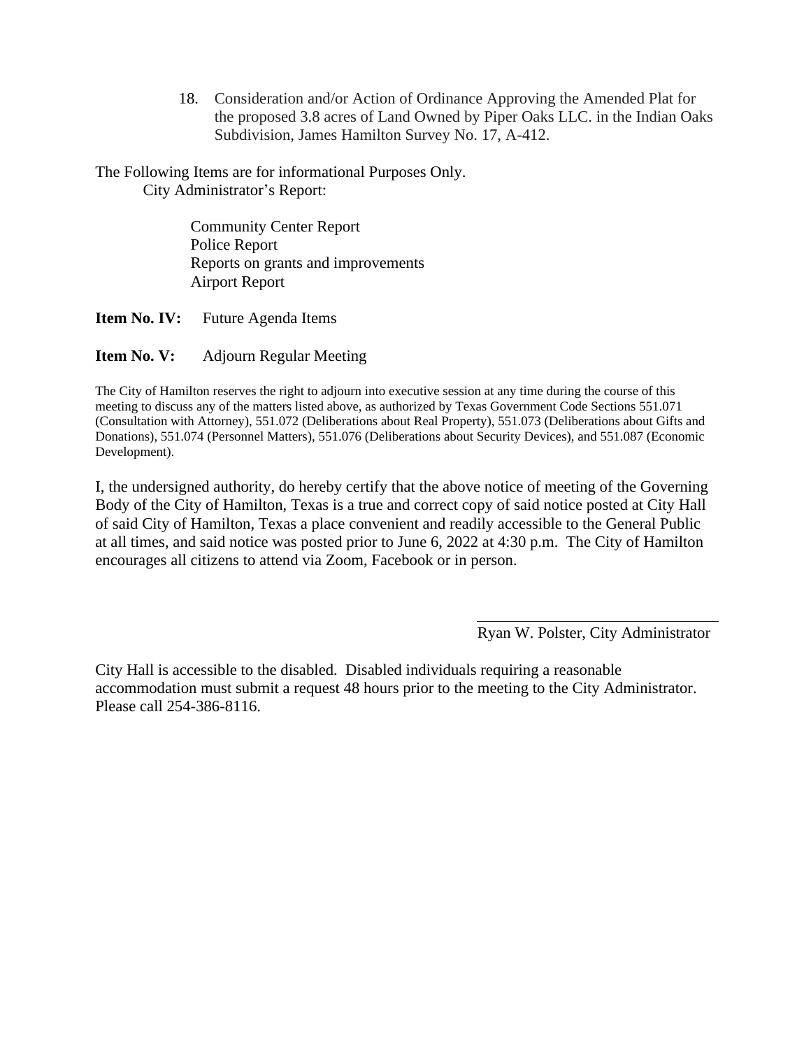18. Consideration and/or Action of Ordinance Approving the Amended Plat for the proposed 3.8 acres of Land Owned by Piper Oaks LLC. in the Indian Oaks Subdivision, James Hamilton Survey No. 17, A-412.

The Following Items are for informational Purposes Only.

City Administrator's Report:

- Community Center Report
- Police Report
- Reports on grants and improvements
- Airport Report

**Item No. IV:** Future Agenda Items

**Item No. V:** Adjourn Regular Meeting

The City of Hamilton reserves the right to adjourn into executive session at any time during the course of this meeting to discuss any of the matters listed above, as authorized by Texas Government Code Sections 551.071 (Consultation with Attorney), 551.072 (Deliberations about Real Property), 551.073 (Deliberations about Gifts and Donations), 551.074 (Personnel Matters), 551.076 (Deliberations about Security Devices), and 551.087 (Economic Development).

I, the undersigned authority, do hereby certify that the above notice of meeting of the Governing Body of the City of Hamilton, Texas is a true and correct copy of said notice posted at City Hall of said City of Hamilton, Texas a place convenient and readily accessible to the General Public at all times, and said notice was posted prior to June 6, 2022 at 4:30 p.m. The City of Hamilton encourages all citizens to attend via Zoom, Facebook or in person.

Ryan W. Polster, City Administrator

City Hall is accessible to the disabled. Disabled individuals requiring a reasonable accommodation must submit a request 48 hours prior to the meeting to the City Administrator. Please call 254-386-8116.